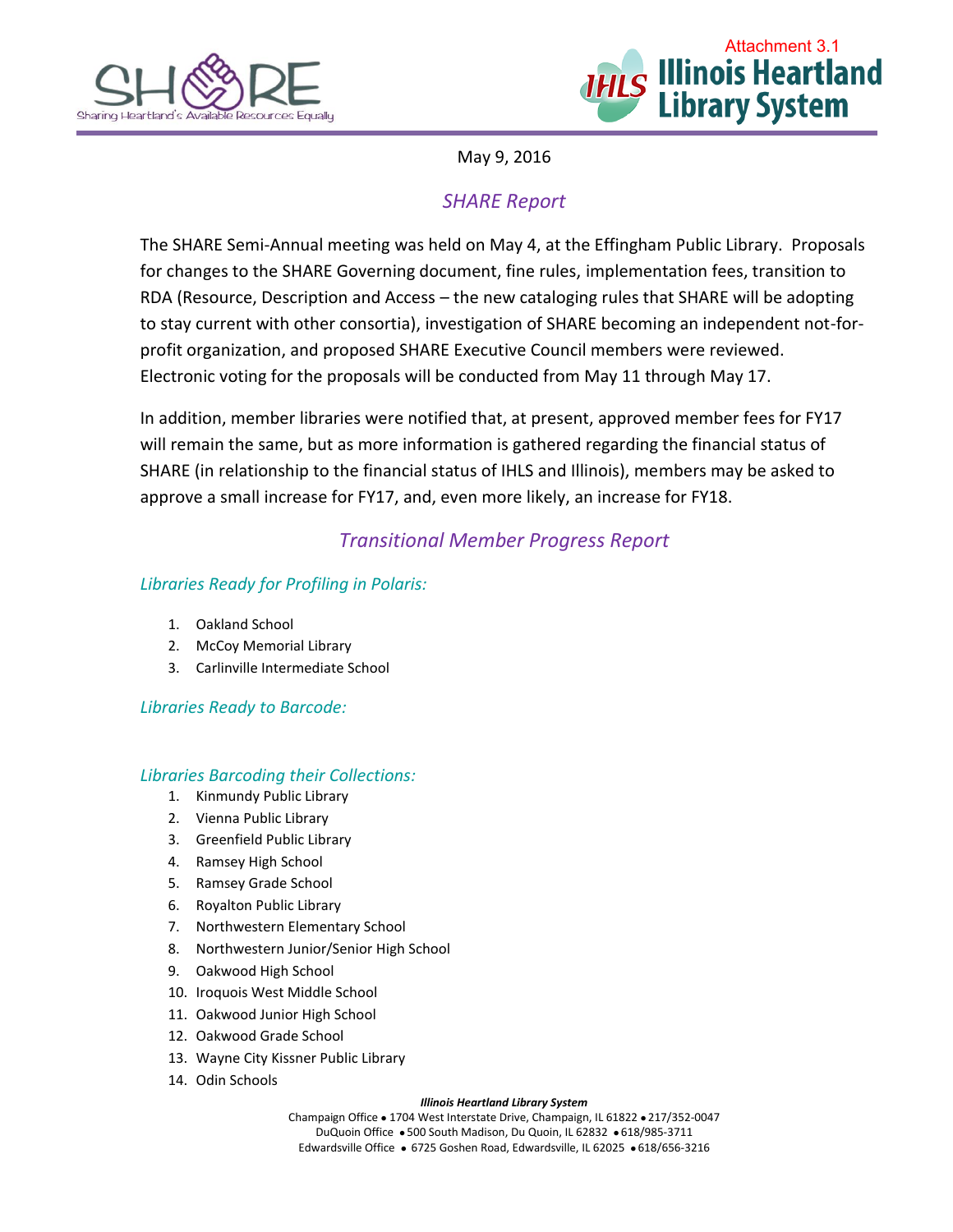Attachment 3.1

May 9, 2016

# SHARE Report

The SHARE Semi-Annual meeting was held on May 4, at the Effingham Public Library. Proposals for changes to the SHARE Governing document, fine rules, implementation fees, transition to RDA (Resource, Description and Access – the new cataloging rules that SHARE will be adopting to stay current with other consortia), investigation of SHARE becoming an independent not-for-profit organization, and proposed SHARE Executive Council members were reviewed. Electronic voting for the proposals will be conducted from May 11 through May 17.

In addition, member libraries were notified that, at present, approved member fees for FY17 will remain the same, but as more information is gathered regarding the financial status of SHARE (in relationship to the financial status of IHLS and Illinois), members may be asked to approve a small increase for FY17, and, even more likely, an increase for FY18.

## Transitional Member Progress Report

### Libraries Ready for Profiling in Polaris:

1. Oakland School
2. McCoy Memorial Library
3. Carlinville Intermediate School

### Libraries Ready to Barcode:

### Libraries Barcoding their Collections:

1. Kinmundy Public Library
2. Vienna Public Library
3. Greenfield Public Library
4. Ramsey High School
5. Ramsey Grade School
6. Royalton Public Library
7. Northwestern Elementary School
8. Northwestern Junior/Senior High School
9. Oakwood High School
10. Iroquois West Middle School
11. Oakwood Junior High School
12. Oakwood Grade School
13. Wayne City Kissner Public Library
14. Odin Schools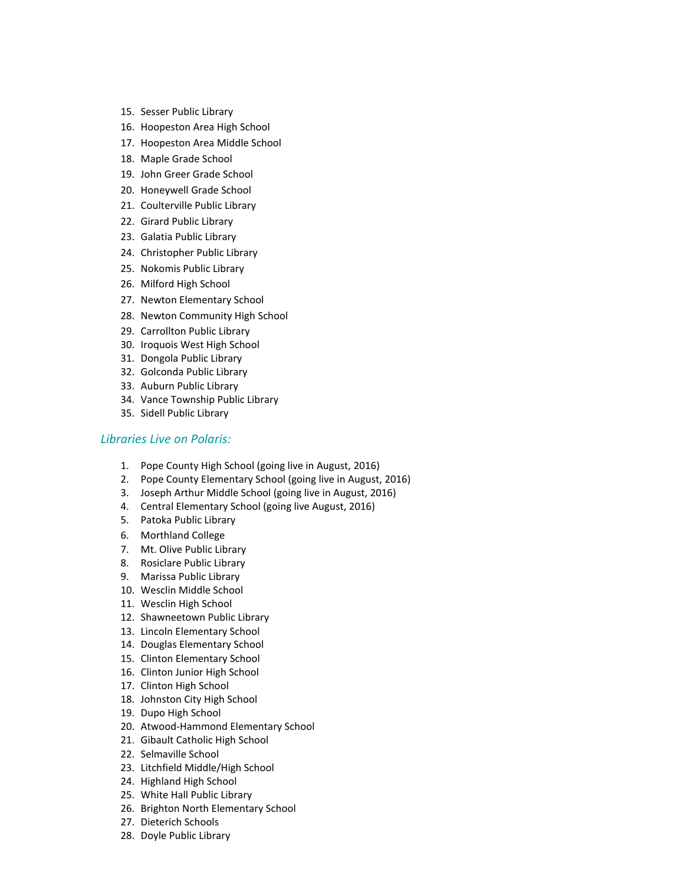15. Sesser Public Library
16. Hoopeston Area High School
17. Hoopeston Area Middle School
18. Maple Grade School
19. John Greer Grade School
20. Honeywell Grade School
21. Coulterville Public Library
22. Girard Public Library
23. Galatia Public Library
24. Christopher Public Library
25. Nokomis Public Library
26. Milford High School
27. Newton Elementary School
28. Newton Community High School
29. Carrollton Public Library
30. Iroquois West High School
31. Dongola Public Library
32. Golconda Public Library
33. Auburn Public Library
34. Vance Township Public Library
35. Sidell Public Library

### *Libraries Live on Polaris:*

1. Pope County High School (going live in August, 2016)
2. Pope County Elementary School (going live in August, 2016)
3. Joseph Arthur Middle School (going live in August, 2016)
4. Central Elementary School (going live August, 2016)
5. Patoka Public Library
6. Morthland College
7. Mt. Olive Public Library
8. Rosiclare Public Library
9. Marissa Public Library
10. Wesclin Middle School
11. Wesclin High School
12. Shawneetown Public Library
13. Lincoln Elementary School
14. Douglas Elementary School
15. Clinton Elementary School
16. Clinton Junior High School
17. Clinton High School
18. Johnston City High School
19. Dupo High School
20. Atwood-Hammond Elementary School
21. Gibault Catholic High School
22. Selmaville School
23. Litchfield Middle/High School
24. Highland High School
25. White Hall Public Library
26. Brighton North Elementary School
27. Dieterich Schools
28. Doyle Public Library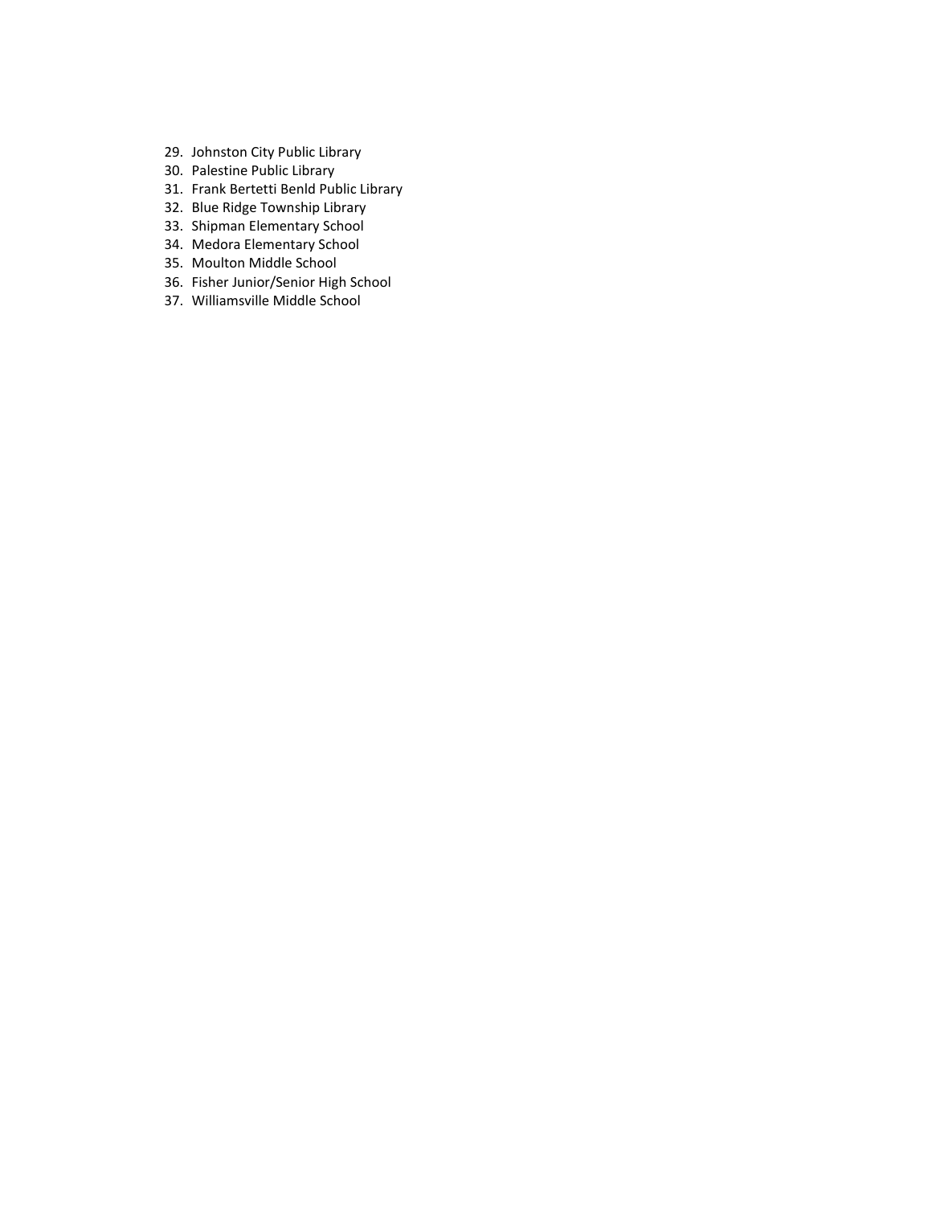29. Johnston City Public Library
30. Palestine Public Library
31. Frank Bertetti Benld Public Library
32. Blue Ridge Township Library
33. Shipman Elementary School
34. Medora Elementary School
35. Moulton Middle School
36. Fisher Junior/Senior High School
37. Williamsville Middle School